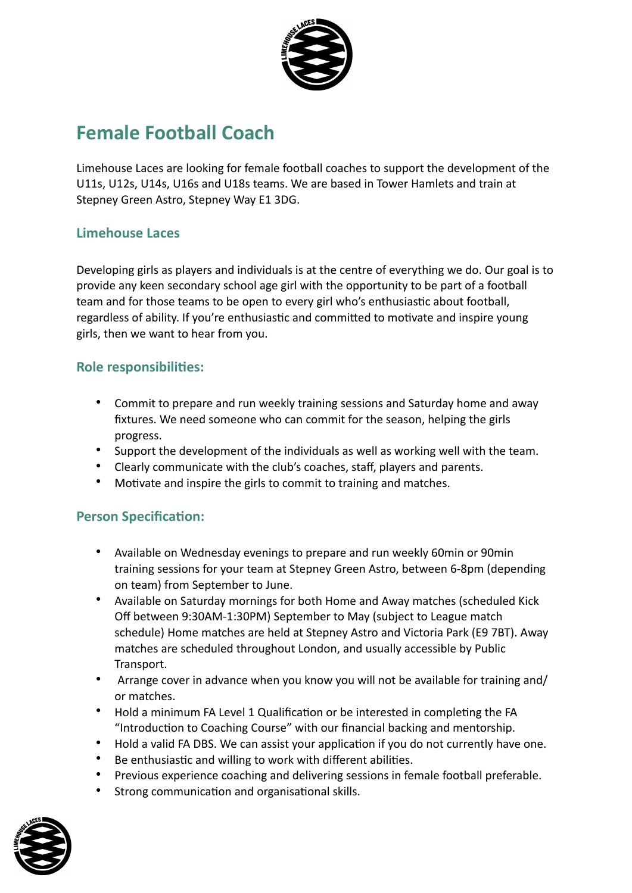# Female Football Coach

Limehouse Laces are looking for female football coaches to support the development of the U11s, U12s, U14s, U16s and U18s teams. We are based in Tower Hamlets and train at Stepney Green Astro, Stepney Way E1 3DG.

## Limehouse Laces

Developing girls as players and individuals is at the centre of everything we do. Our goal is to provide any keen secondary school age girl with the opportunity to be part of a football team and for those teams to be open to every girl who's enthusiastic about football, regardless of ability. If you're enthusiastic and committed to motivate and inspire young girls, then we want to hear from you.

## Role responsibilities:

- Commit to prepare and run weekly training sessions and Saturday home and away fixtures. We need someone who can commit for the season, helping the girls progress.
- Support the development of the individuals as well as working well with the team.
- Clearly communicate with the club's coaches, staff, players and parents.
- Motivate and inspire the girls to commit to training and matches.

## Person Specification:

- Available on Wednesday evenings to prepare and run weekly 60min or 90min training sessions for your team at Stepney Green Astro, between 6-8pm (depending on team) from September to June.
- Available on Saturday mornings for both Home and Away matches (scheduled Kick Off between 9:30AM-1:30PM) September to May (subject to League match schedule) Home matches are held at Stepney Astro and Victoria Park (E9 7BT). Away matches are scheduled throughout London, and usually accessible by Public Transport.
- Arrange cover in advance when you know you will not be available for training and/or matches.
- Hold a minimum FA Level 1 Qualification or be interested in completing the FA "Introduction to Coaching Course" with our financial backing and mentorship.
- Hold a valid FA DBS. We can assist your application if you do not currently have one.
- Be enthusiastic and willing to work with different abilities.
- Previous experience coaching and delivering sessions in female football preferable.
- Strong communication and organisational skills.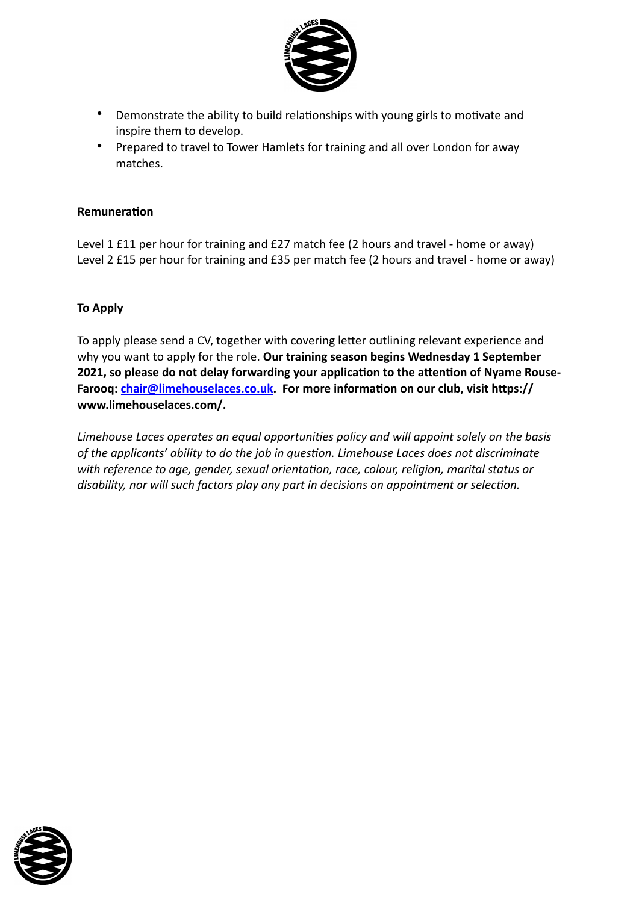- Demonstrate the ability to build relationships with young girls to motivate and inspire them to develop.
- Prepared to travel to Tower Hamlets for training and all over London for away matches.

**Remuneration**

Level 1 £11 per hour for training and £27 match fee (2 hours and travel - home or away)
Level 2 £15 per hour for training and £35 per match fee (2 hours and travel - home or away)

**To Apply**

To apply please send a CV, together with covering letter outlining relevant experience and why you want to apply for the role. **Our training season begins Wednesday 1 September 2021, so please do not delay forwarding your application to the attention of Nyame Rouse-Farooq: chair@limehouselaces.co.uk. For more information on our club, visit https://www.limehouselaces.com/.**

*Limehouse Laces operates an equal opportunities policy and will appoint solely on the basis of the applicants' ability to do the job in question. Limehouse Laces does not discriminate with reference to age, gender, sexual orientation, race, colour, religion, marital status or disability, nor will such factors play any part in decisions on appointment or selection.*